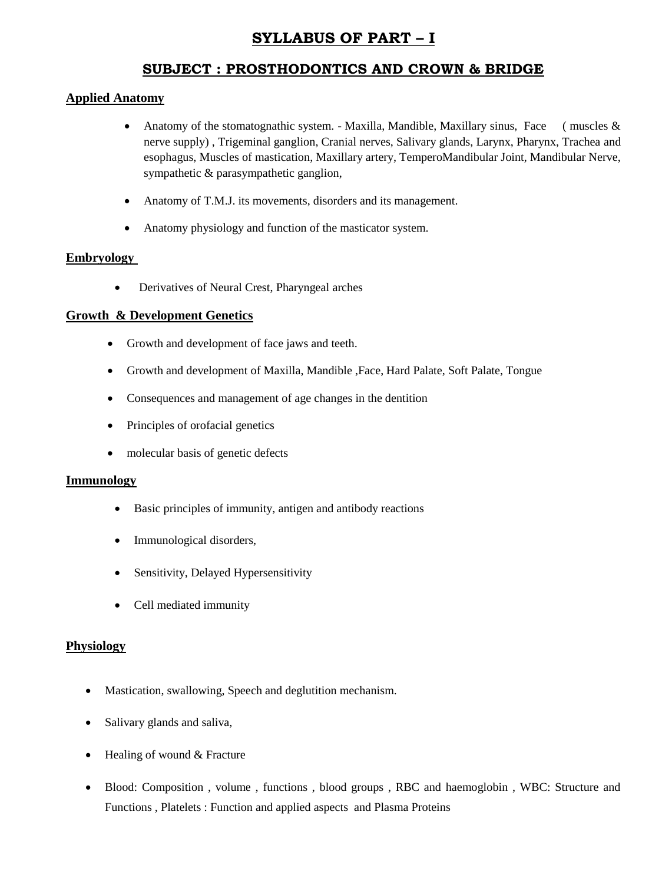# SYLLABUS OF PART – I

## SUBJECT : PROSTHODONTICS AND CROWN & BRIDGE

### Applied Anatomy

- Anatomy of the stomatognathic system. - Maxilla, Mandible, Maxillary sinus, Face ( muscles & nerve supply) , Trigeminal ganglion, Cranial nerves, Salivary glands, Larynx, Pharynx, Trachea and esophagus, Muscles of mastication, Maxillary artery, TemperoMandibular Joint, Mandibular Nerve, sympathetic & parasympathetic ganglion,
- Anatomy of T.M.J. its movements, disorders and its management.
- Anatomy physiology and function of the masticator system.

### Embryology

- Derivatives of Neural Crest, Pharyngeal arches

### Growth & Development Genetics

- Growth and development of face jaws and teeth.
- Growth and development of Maxilla, Mandible ,Face, Hard Palate, Soft Palate, Tongue
- Consequences and management of age changes in the dentition
- Principles of orofacial genetics
- molecular basis of genetic defects

### Immunology

- Basic principles of immunity, antigen and antibody reactions
- Immunological disorders,
- Sensitivity, Delayed Hypersensitivity
- Cell mediated immunity

### Physiology

- Mastication, swallowing, Speech and deglutition mechanism.
- Salivary glands and saliva,
- Healing of wound & Fracture
- Blood: Composition , volume , functions , blood groups , RBC and haemoglobin , WBC: Structure and Functions , Platelets : Function and applied aspects and Plasma Proteins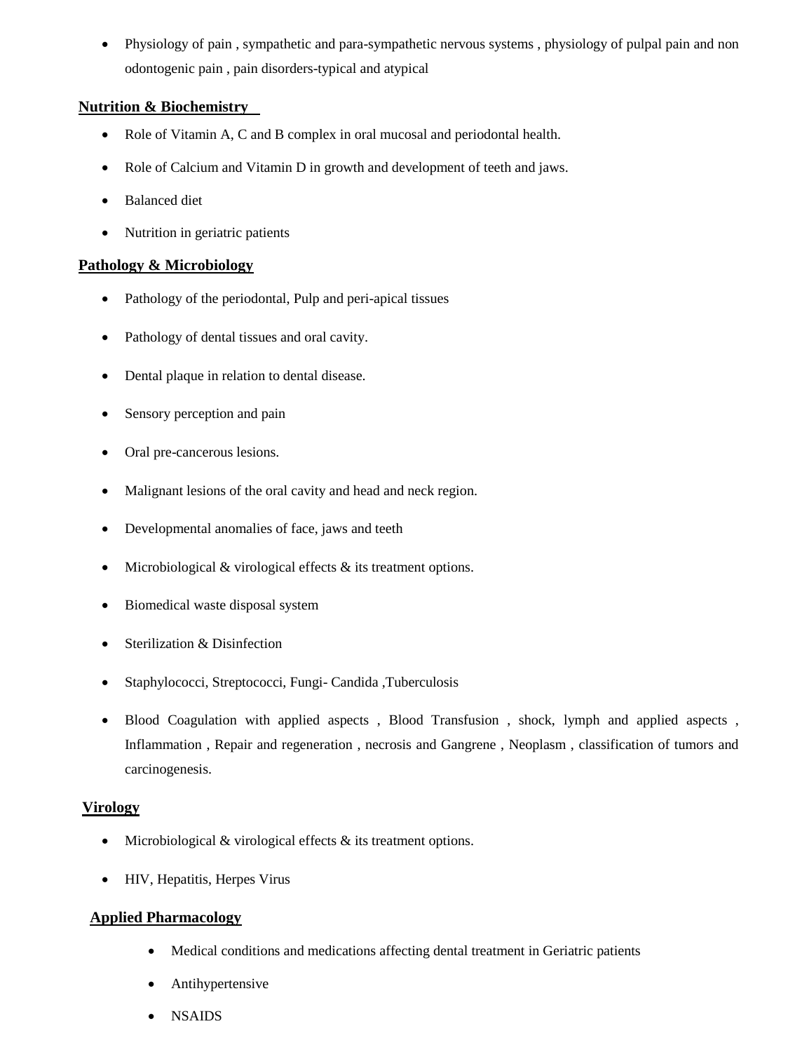- Physiology of pain , sympathetic and para-sympathetic nervous systems , physiology of pulpal pain and non odontogenic pain , pain disorders-typical and atypical

**Nutrition & Biochemistry**

- Role of Vitamin A, C and B complex in oral mucosal and periodontal health.
- Role of Calcium and Vitamin D in growth and development of teeth and jaws.
- Balanced diet
- Nutrition in geriatric patients

**Pathology & Microbiology**

- Pathology of the periodontal, Pulp and peri-apical tissues
- Pathology of dental tissues and oral cavity.
- Dental plaque in relation to dental disease.
- Sensory perception and pain
- Oral pre-cancerous lesions.
- Malignant lesions of the oral cavity and head and neck region.
- Developmental anomalies of face, jaws and teeth
- Microbiological & virological effects & its treatment options.
- Biomedical waste disposal system
- Sterilization & Disinfection
- Staphylococci, Streptococci, Fungi- Candida ,Tuberculosis
- Blood Coagulation with applied aspects , Blood Transfusion , shock, lymph and applied aspects , Inflammation , Repair and regeneration , necrosis and Gangrene , Neoplasm , classification of tumors and carcinogenesis.

**Virology**

- Microbiological & virological effects & its treatment options.
- HIV, Hepatitis, Herpes Virus

**Applied Pharmacology**

- Medical conditions and medications affecting dental treatment in Geriatric patients
- Antihypertensive
- NSAIDS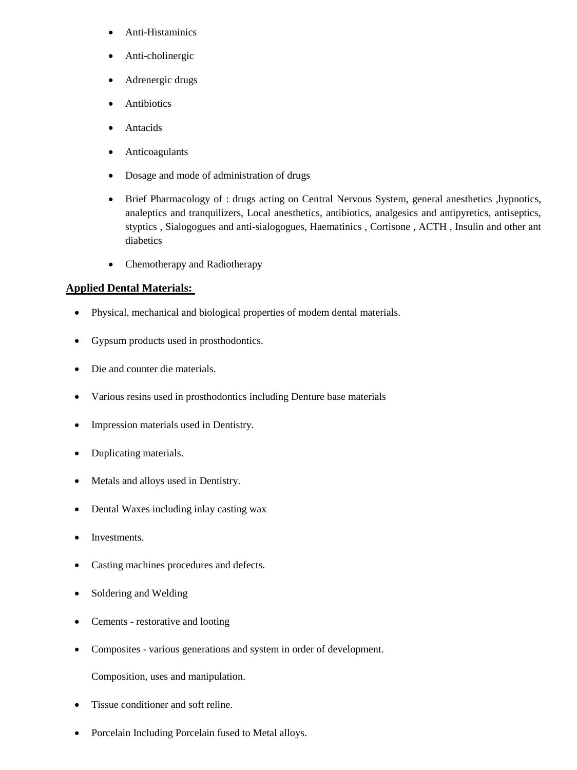- Anti-Histaminics
- Anti-cholinergic
- Adrenergic drugs
- Antibiotics
- Antacids
- Anticoagulants
- Dosage and mode of administration of drugs
- Brief Pharmacology of : drugs acting on Central Nervous System, general anesthetics ,hypnotics, analeptics and tranquilizers, Local anesthetics, antibiotics, analgesics and antipyretics, antiseptics, styptics , Sialogogues and anti-sialogogues, Haematinics , Cortisone , ACTH , Insulin and other ant diabetics
- Chemotherapy and Radiotherapy

**Applied Dental Materials:**

- Physical, mechanical and biological properties of modem dental materials.
- Gypsum products used in prosthodontics.
- Die and counter die materials.
- Various resins used in prosthodontics including Denture base materials
- Impression materials used in Dentistry.
- Duplicating materials.
- Metals and alloys used in Dentistry.
- Dental Waxes including inlay casting wax
- Investments.
- Casting machines procedures and defects.
- Soldering and Welding
- Cements - restorative and looting
- Composites - various generations and system in order of development.

  Composition, uses and manipulation.
- Tissue conditioner and soft reline.
- Porcelain Including Porcelain fused to Metal alloys.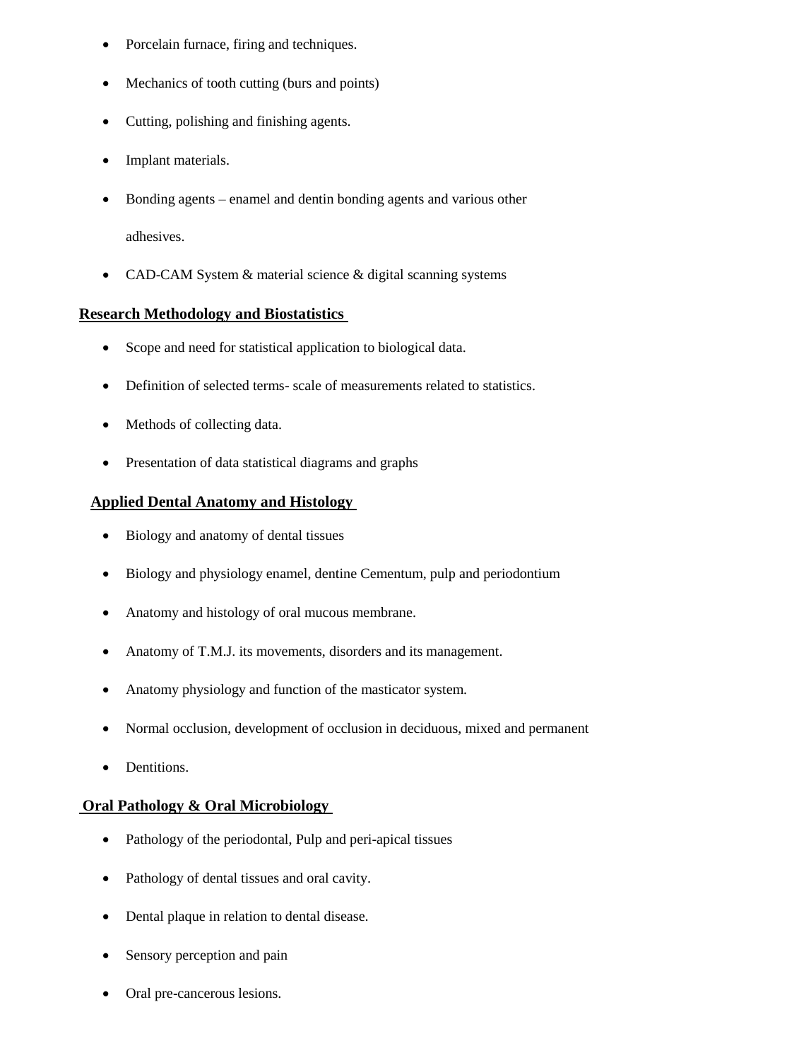- Porcelain furnace, firing and techniques.
- Mechanics of tooth cutting (burs and points)
- Cutting, polishing and finishing agents.
- Implant materials.
- Bonding agents – enamel and dentin bonding agents and various other adhesives.
- CAD-CAM System & material science & digital scanning systems

**Research Methodology and Biostatistics**

- Scope and need for statistical application to biological data.
- Definition of selected terms- scale of measurements related to statistics.
- Methods of collecting data.
- Presentation of data statistical diagrams and graphs

**Applied Dental Anatomy and Histology**

- Biology and anatomy of dental tissues
- Biology and physiology enamel, dentine Cementum, pulp and periodontium
- Anatomy and histology of oral mucous membrane.
- Anatomy of T.M.J. its movements, disorders and its management.
- Anatomy physiology and function of the masticator system.
- Normal occlusion, development of occlusion in deciduous, mixed and permanent
- Dentitions.

**Oral Pathology & Oral Microbiology**

- Pathology of the periodontal, Pulp and peri-apical tissues
- Pathology of dental tissues and oral cavity.
- Dental plaque in relation to dental disease.
- Sensory perception and pain
- Oral pre-cancerous lesions.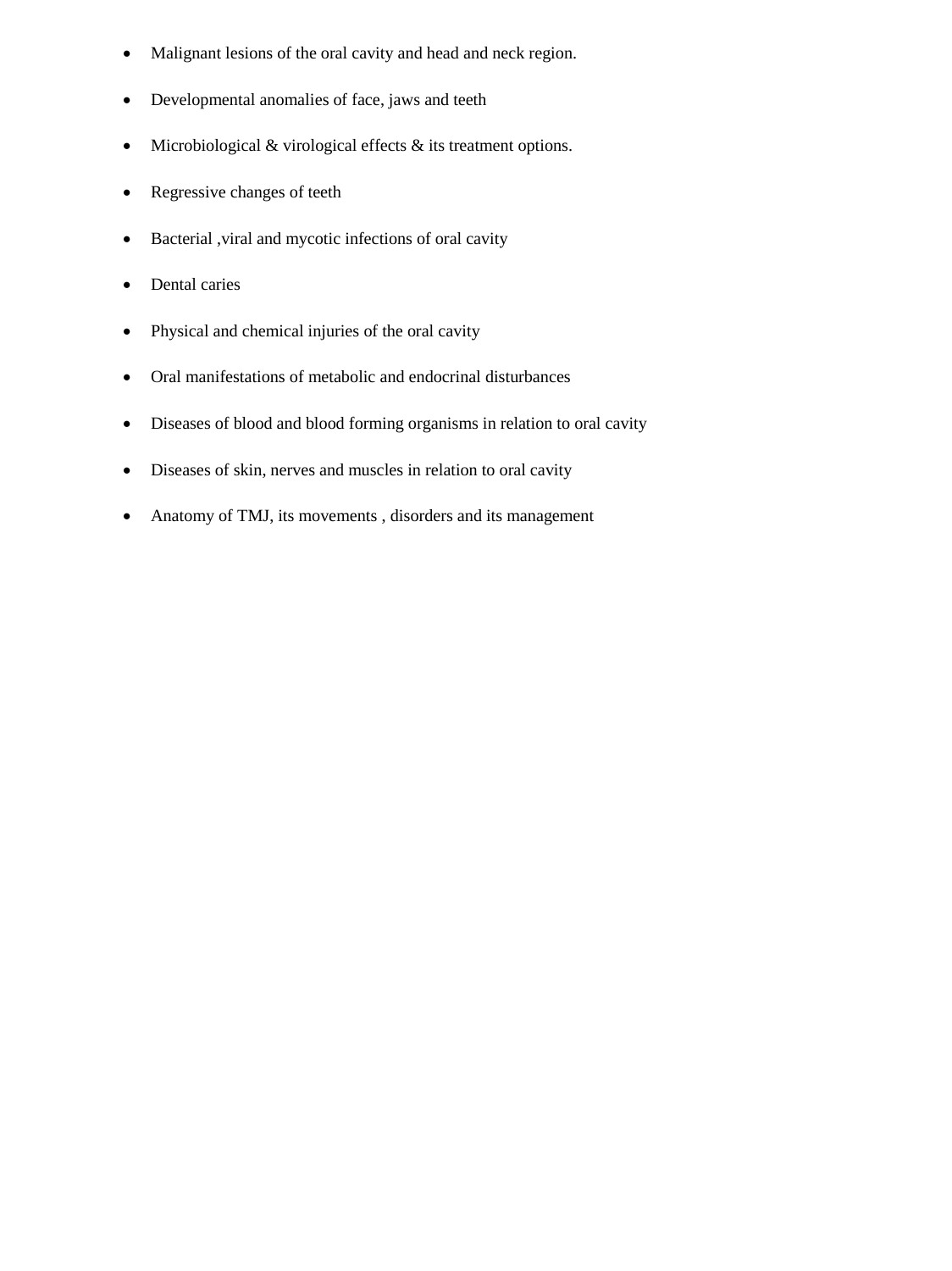- Malignant lesions of the oral cavity and head and neck region.
- Developmental anomalies of face, jaws and teeth
- Microbiological & virological effects & its treatment options.
- Regressive changes of teeth
- Bacterial ,viral and mycotic infections of oral cavity
- Dental caries
- Physical and chemical injuries of the oral cavity
- Oral manifestations of metabolic and endocrinal disturbances
- Diseases of blood and blood forming organisms in relation to oral cavity
- Diseases of skin, nerves and muscles in relation to oral cavity
- Anatomy of TMJ, its movements , disorders and its management